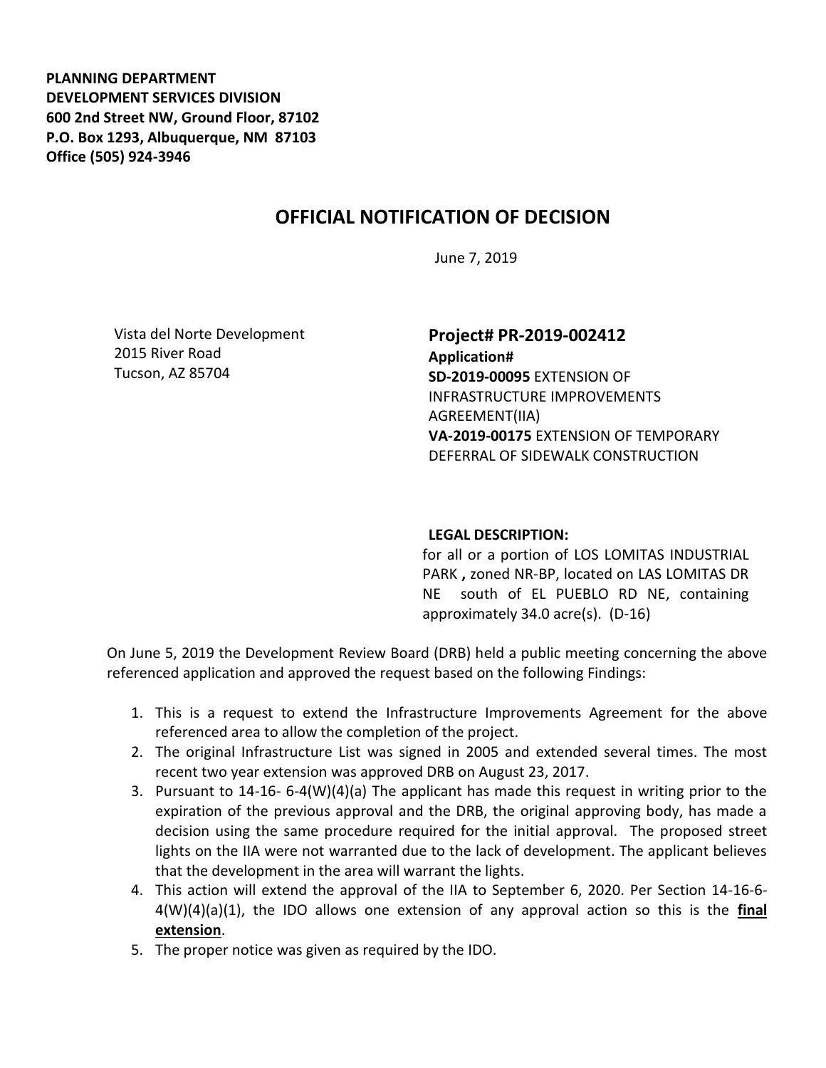**PLANNING DEPARTMENT**
**DEVELOPMENT SERVICES DIVISION**
**600 2nd Street NW, Ground Floor, 87102**
**P.O. Box 1293, Albuquerque, NM 87103**
**Office (505) 924-3946**

# OFFICIAL NOTIFICATION OF DECISION

June 7, 2019

Vista del Norte Development
2015 River Road
Tucson, AZ 85704

## Project# PR-2019-002412

**Application#**
**SD-2019-00095** EXTENSION OF INFRASTRUCTURE IMPROVEMENTS AGREEMENT(IIA)
**VA-2019-00175** EXTENSION OF TEMPORARY DEFERRAL OF SIDEWALK CONSTRUCTION

**LEGAL DESCRIPTION:**
for all or a portion of LOS LOMITAS INDUSTRIAL PARK **,** zoned NR-BP, located on LAS LOMITAS DR NE south of EL PUEBLO RD NE, containing approximately 34.0 acre(s). (D-16)

On June 5, 2019 the Development Review Board (DRB) held a public meeting concerning the above referenced application and approved the request based on the following Findings:

1. This is a request to extend the Infrastructure Improvements Agreement for the above referenced area to allow the completion of the project.
2. The original Infrastructure List was signed in 2005 and extended several times. The most recent two year extension was approved DRB on August 23, 2017.
3. Pursuant to 14-16- 6-4(W)(4)(a) The applicant has made this request in writing prior to the expiration of the previous approval and the DRB, the original approving body, has made a decision using the same procedure required for the initial approval. The proposed street lights on the IIA were not warranted due to the lack of development. The applicant believes that the development in the area will warrant the lights.
4. This action will extend the approval of the IIA to September 6, 2020. Per Section 14-16-6-4(W)(4)(a)(1), the IDO allows one extension of any approval action so this is the **final extension**.
5. The proper notice was given as required by the IDO.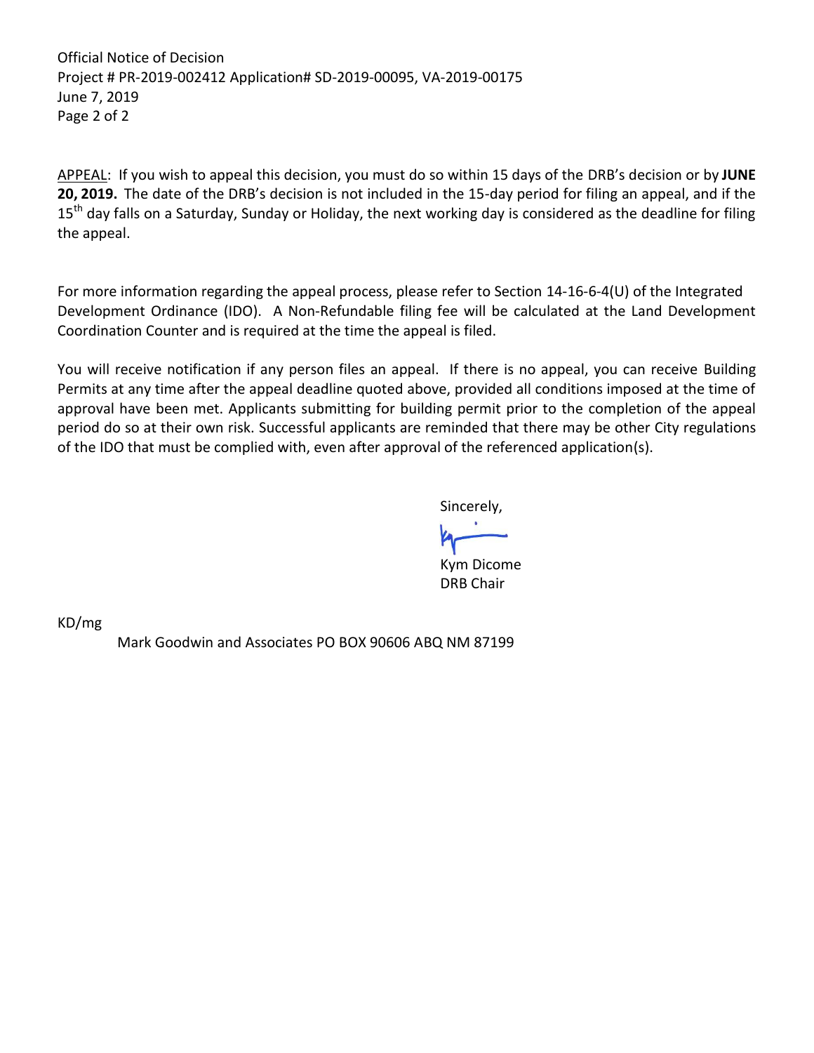Official Notice of Decision
Project # PR-2019-002412 Application# SD-2019-00095, VA-2019-00175
June 7, 2019

APPEAL: If you wish to appeal this decision, you must do so within 15 days of the DRB's decision or by **JUNE 20, 2019.** The date of the DRB's decision is not included in the 15-day period for filing an appeal, and if the 15th day falls on a Saturday, Sunday or Holiday, the next working day is considered as the deadline for filing the appeal.

For more information regarding the appeal process, please refer to Section 14-16-6-4(U) of the Integrated Development Ordinance (IDO). A Non-Refundable filing fee will be calculated at the Land Development Coordination Counter and is required at the time the appeal is filed.

You will receive notification if any person files an appeal. If there is no appeal, you can receive Building Permits at any time after the appeal deadline quoted above, provided all conditions imposed at the time of approval have been met. Applicants submitting for building permit prior to the completion of the appeal period do so at their own risk. Successful applicants are reminded that there may be other City regulations of the IDO that must be complied with, even after approval of the referenced application(s).

Sincerely,

Kym Dicome
DRB Chair

KD/mg

Mark Goodwin and Associates PO BOX 90606 ABQ NM 87199